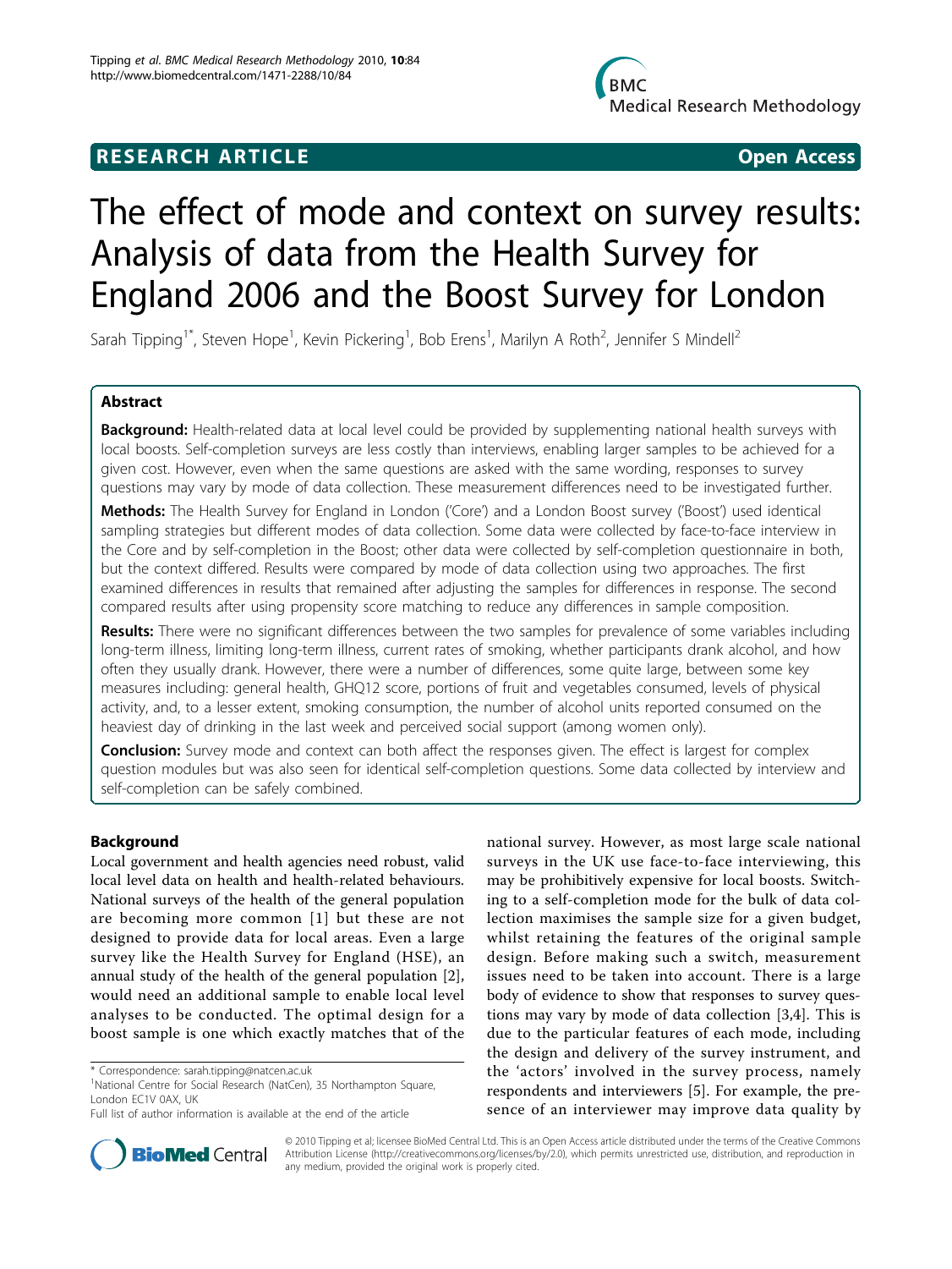RESEARCH ARTICLE Open Access

# The effect of mode and context on survey results: Analysis of data from the Health Survey for England 2006 and the Boost Survey for London

Sarah Tipping[1*], Steven Hope[1], Kevin Pickering[1], Bob Erens[1], Marilyn A Roth[2], Jennifer S Mindell[2]

## Abstract

**Background:** Health-related data at local level could be provided by supplementing national health surveys with local boosts. Self-completion surveys are less costly than interviews, enabling larger samples to be achieved for a given cost. However, even when the same questions are asked with the same wording, responses to survey questions may vary by mode of data collection. These measurement differences need to be investigated further.

**Methods:** The Health Survey for England in London ('Core') and a London Boost survey ('Boost') used identical sampling strategies but different modes of data collection. Some data were collected by face-to-face interview in the Core and by self-completion in the Boost; other data were collected by self-completion questionnaire in both, but the context differed. Results were compared by mode of data collection using two approaches. The first examined differences in results that remained after adjusting the samples for differences in response. The second compared results after using propensity score matching to reduce any differences in sample composition.

**Results:** There were no significant differences between the two samples for prevalence of some variables including long-term illness, limiting long-term illness, current rates of smoking, whether participants drank alcohol, and how often they usually drank. However, there were a number of differences, some quite large, between some key measures including: general health, GHQ12 score, portions of fruit and vegetables consumed, levels of physical activity, and, to a lesser extent, smoking consumption, the number of alcohol units reported consumed on the heaviest day of drinking in the last week and perceived social support (among women only).

**Conclusion:** Survey mode and context can both affect the responses given. The effect is largest for complex question modules but was also seen for identical self-completion questions. Some data collected by interview and self-completion can be safely combined.

## Background

Local government and health agencies need robust, valid local level data on health and health-related behaviours. National surveys of the health of the general population are becoming more common [1] but these are not designed to provide data for local areas. Even a large survey like the Health Survey for England (HSE), an annual study of the health of the general population [2], would need an additional sample to enable local level analyses to be conducted. The optimal design for a boost sample is one which exactly matches that of the national survey. However, as most large scale national surveys in the UK use face-to-face interviewing, this may be prohibitively expensive for local boosts. Switching to a self-completion mode for the bulk of data collection maximises the sample size for a given budget, whilst retaining the features of the original sample design. Before making such a switch, measurement issues need to be taken into account. There is a large body of evidence to show that responses to survey questions may vary by mode of data collection [3,4]. This is due to the particular features of each mode, including the design and delivery of the survey instrument, and the 'actors' involved in the survey process, namely respondents and interviewers [5]. For example, the presence of an interviewer may improve data quality by

\* Correspondence: sarah.tipping@natcen.ac.uk
[1]National Centre for Social Research (NatCen), 35 Northampton Square, London EC1V 0AX, UK
Full list of author information is available at the end of the article

© 2010 Tipping et al; licensee BioMed Central Ltd. This is an Open Access article distributed under the terms of the Creative Commons Attribution License (http://creativecommons.org/licenses/by/2.0), which permits unrestricted use, distribution, and reproduction in any medium, provided the original work is properly cited.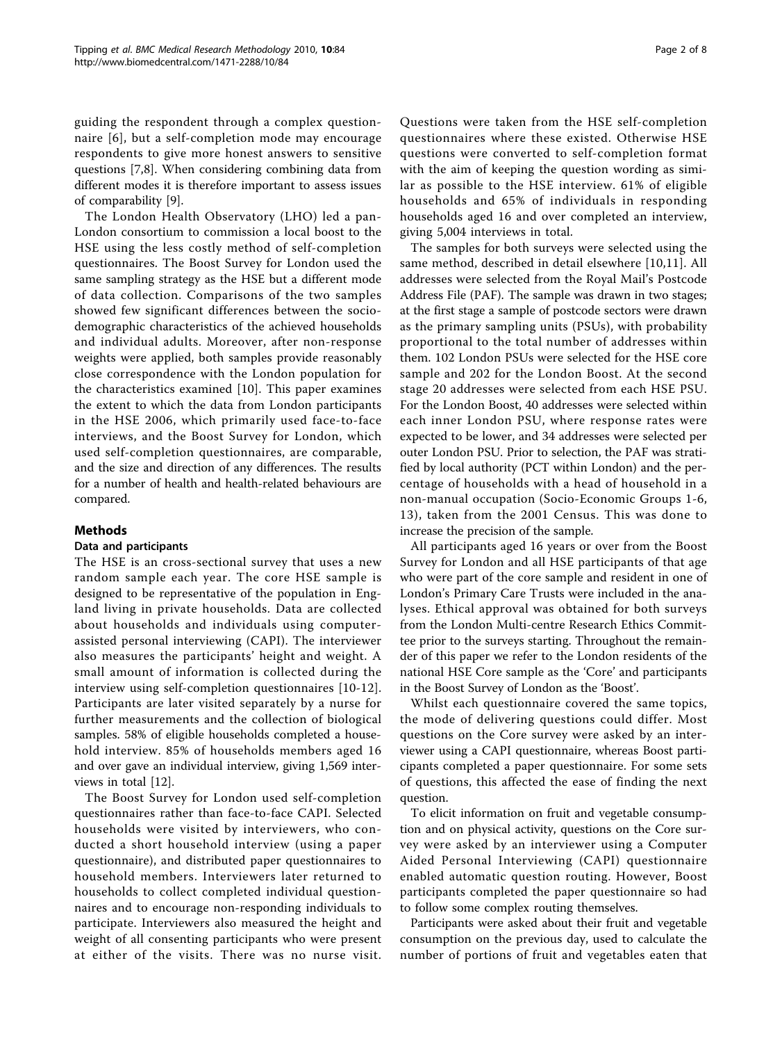guiding the respondent through a complex questionnaire [6], but a self-completion mode may encourage respondents to give more honest answers to sensitive questions [7,8]. When considering combining data from different modes it is therefore important to assess issues of comparability [9].

The London Health Observatory (LHO) led a pan-London consortium to commission a local boost to the HSE using the less costly method of self-completion questionnaires. The Boost Survey for London used the same sampling strategy as the HSE but a different mode of data collection. Comparisons of the two samples showed few significant differences between the socio-demographic characteristics of the achieved households and individual adults. Moreover, after non-response weights were applied, both samples provide reasonably close correspondence with the London population for the characteristics examined [10]. This paper examines the extent to which the data from London participants in the HSE 2006, which primarily used face-to-face interviews, and the Boost Survey for London, which used self-completion questionnaires, are comparable, and the size and direction of any differences. The results for a number of health and health-related behaviours are compared.

## Methods

### Data and participants

The HSE is an cross-sectional survey that uses a new random sample each year. The core HSE sample is designed to be representative of the population in England living in private households. Data are collected about households and individuals using computer-assisted personal interviewing (CAPI). The interviewer also measures the participants' height and weight. A small amount of information is collected during the interview using self-completion questionnaires [10-12]. Participants are later visited separately by a nurse for further measurements and the collection of biological samples. 58% of eligible households completed a household interview. 85% of households members aged 16 and over gave an individual interview, giving 1,569 interviews in total [12].

The Boost Survey for London used self-completion questionnaires rather than face-to-face CAPI. Selected households were visited by interviewers, who conducted a short household interview (using a paper questionnaire), and distributed paper questionnaires to household members. Interviewers later returned to households to collect completed individual questionnaires and to encourage non-responding individuals to participate. Interviewers also measured the height and weight of all consenting participants who were present at either of the visits. There was no nurse visit. Questions were taken from the HSE self-completion questionnaires where these existed. Otherwise HSE questions were converted to self-completion format with the aim of keeping the question wording as similar as possible to the HSE interview. 61% of eligible households and 65% of individuals in responding households aged 16 and over completed an interview, giving 5,004 interviews in total.

The samples for both surveys were selected using the same method, described in detail elsewhere [10,11]. All addresses were selected from the Royal Mail's Postcode Address File (PAF). The sample was drawn in two stages; at the first stage a sample of postcode sectors were drawn as the primary sampling units (PSUs), with probability proportional to the total number of addresses within them. 102 London PSUs were selected for the HSE core sample and 202 for the London Boost. At the second stage 20 addresses were selected from each HSE PSU. For the London Boost, 40 addresses were selected within each inner London PSU, where response rates were expected to be lower, and 34 addresses were selected per outer London PSU. Prior to selection, the PAF was stratified by local authority (PCT within London) and the percentage of households with a head of household in a non-manual occupation (Socio-Economic Groups 1-6, 13), taken from the 2001 Census. This was done to increase the precision of the sample.

All participants aged 16 years or over from the Boost Survey for London and all HSE participants of that age who were part of the core sample and resident in one of London's Primary Care Trusts were included in the analyses. Ethical approval was obtained for both surveys from the London Multi-centre Research Ethics Committee prior to the surveys starting. Throughout the remainder of this paper we refer to the London residents of the national HSE Core sample as the 'Core' and participants in the Boost Survey of London as the 'Boost'.

Whilst each questionnaire covered the same topics, the mode of delivering questions could differ. Most questions on the Core survey were asked by an interviewer using a CAPI questionnaire, whereas Boost participants completed a paper questionnaire. For some sets of questions, this affected the ease of finding the next question.

To elicit information on fruit and vegetable consumption and on physical activity, questions on the Core survey were asked by an interviewer using a Computer Aided Personal Interviewing (CAPI) questionnaire enabled automatic question routing. However, Boost participants completed the paper questionnaire so had to follow some complex routing themselves.

Participants were asked about their fruit and vegetable consumption on the previous day, used to calculate the number of portions of fruit and vegetables eaten that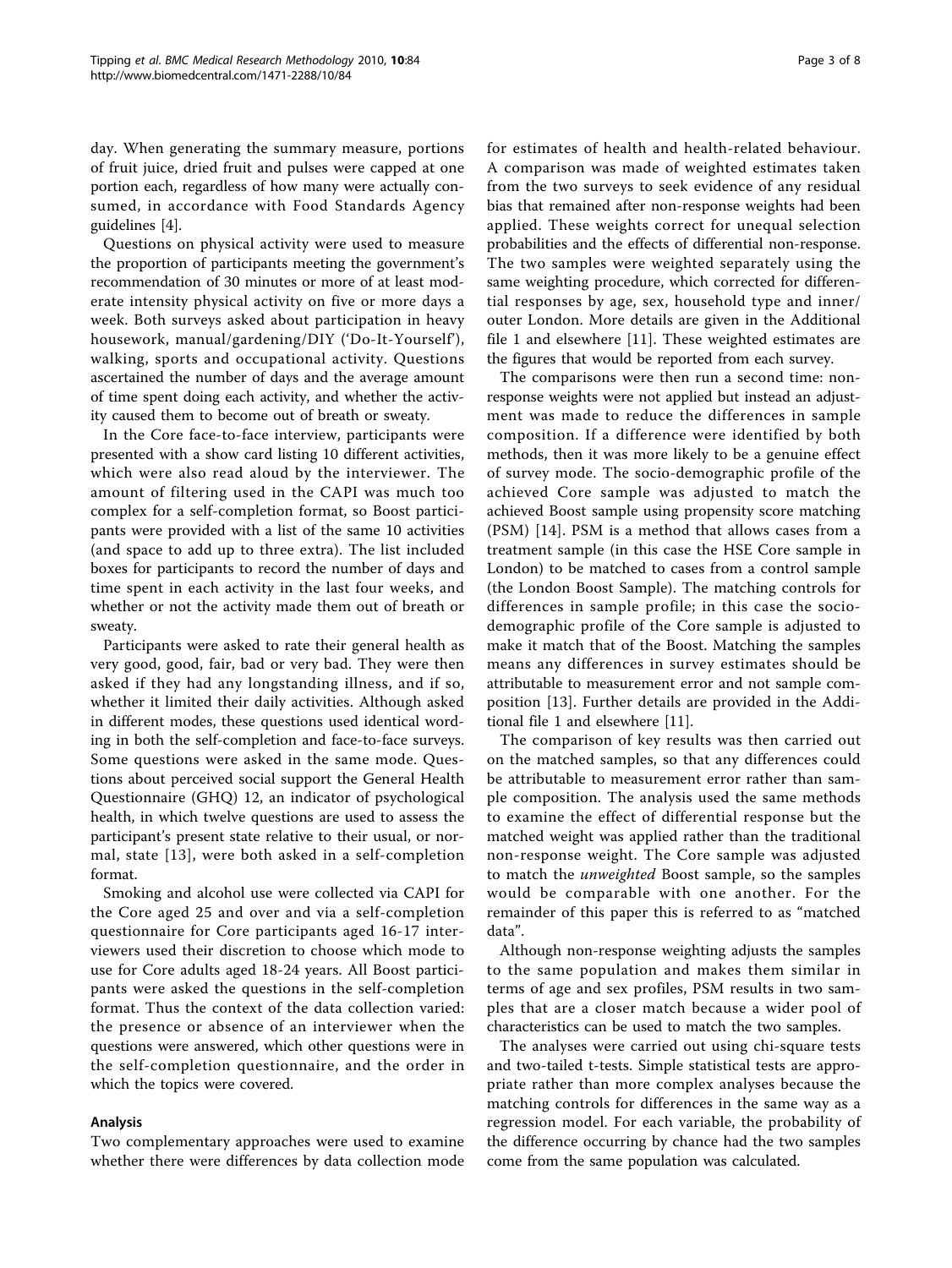day. When generating the summary measure, portions of fruit juice, dried fruit and pulses were capped at one portion each, regardless of how many were actually consumed, in accordance with Food Standards Agency guidelines [4].

Questions on physical activity were used to measure the proportion of participants meeting the government's recommendation of 30 minutes or more of at least moderate intensity physical activity on five or more days a week. Both surveys asked about participation in heavy housework, manual/gardening/DIY ('Do-It-Yourself'), walking, sports and occupational activity. Questions ascertained the number of days and the average amount of time spent doing each activity, and whether the activity caused them to become out of breath or sweaty.

In the Core face-to-face interview, participants were presented with a show card listing 10 different activities, which were also read aloud by the interviewer. The amount of filtering used in the CAPI was much too complex for a self-completion format, so Boost participants were provided with a list of the same 10 activities (and space to add up to three extra). The list included boxes for participants to record the number of days and time spent in each activity in the last four weeks, and whether or not the activity made them out of breath or sweaty.

Participants were asked to rate their general health as very good, good, fair, bad or very bad. They were then asked if they had any longstanding illness, and if so, whether it limited their daily activities. Although asked in different modes, these questions used identical wording in both the self-completion and face-to-face surveys. Some questions were asked in the same mode. Questions about perceived social support the General Health Questionnaire (GHQ) 12, an indicator of psychological health, in which twelve questions are used to assess the participant's present state relative to their usual, or normal, state [13], were both asked in a self-completion format.

Smoking and alcohol use were collected via CAPI for the Core aged 25 and over and via a self-completion questionnaire for Core participants aged 16-17 interviewers used their discretion to choose which mode to use for Core adults aged 18-24 years. All Boost participants were asked the questions in the self-completion format. Thus the context of the data collection varied: the presence or absence of an interviewer when the questions were answered, which other questions were in the self-completion questionnaire, and the order in which the topics were covered.

### Analysis

Two complementary approaches were used to examine whether there were differences by data collection mode for estimates of health and health-related behaviour. A comparison was made of weighted estimates taken from the two surveys to seek evidence of any residual bias that remained after non-response weights had been applied. These weights correct for unequal selection probabilities and the effects of differential non-response. The two samples were weighted separately using the same weighting procedure, which corrected for differential responses by age, sex, household type and inner/outer London. More details are given in the Additional file 1 and elsewhere [11]. These weighted estimates are the figures that would be reported from each survey.

The comparisons were then run a second time: non-response weights were not applied but instead an adjustment was made to reduce the differences in sample composition. If a difference were identified by both methods, then it was more likely to be a genuine effect of survey mode. The socio-demographic profile of the achieved Core sample was adjusted to match the achieved Boost sample using propensity score matching (PSM) [14]. PSM is a method that allows cases from a treatment sample (in this case the HSE Core sample in London) to be matched to cases from a control sample (the London Boost Sample). The matching controls for differences in sample profile; in this case the socio-demographic profile of the Core sample is adjusted to make it match that of the Boost. Matching the samples means any differences in survey estimates should be attributable to measurement error and not sample composition [13]. Further details are provided in the Additional file 1 and elsewhere [11].

The comparison of key results was then carried out on the matched samples, so that any differences could be attributable to measurement error rather than sample composition. The analysis used the same methods to examine the effect of differential response but the matched weight was applied rather than the traditional non-response weight. The Core sample was adjusted to match the *unweighted* Boost sample, so the samples would be comparable with one another. For the remainder of this paper this is referred to as "matched data".

Although non-response weighting adjusts the samples to the same population and makes them similar in terms of age and sex profiles, PSM results in two samples that are a closer match because a wider pool of characteristics can be used to match the two samples.

The analyses were carried out using chi-square tests and two-tailed t-tests. Simple statistical tests are appropriate rather than more complex analyses because the matching controls for differences in the same way as a regression model. For each variable, the probability of the difference occurring by chance had the two samples come from the same population was calculated.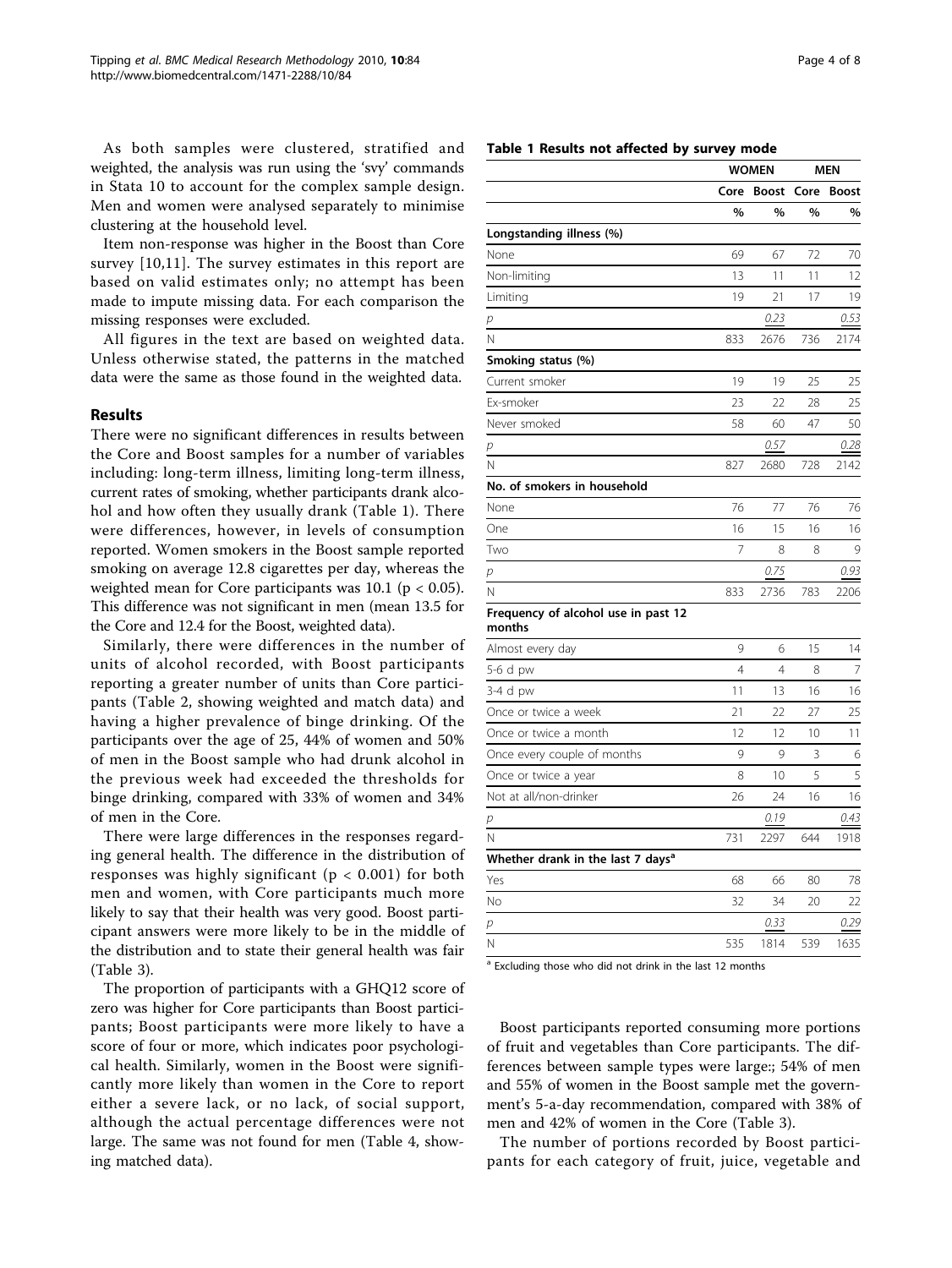As both samples were clustered, stratified and weighted, the analysis was run using the 'svy' commands in Stata 10 to account for the complex sample design. Men and women were analysed separately to minimise clustering at the household level.

Item non-response was higher in the Boost than Core survey [10,11]. The survey estimates in this report are based on valid estimates only; no attempt has been made to impute missing data. For each comparison the missing responses were excluded.

All figures in the text are based on weighted data. Unless otherwise stated, the patterns in the matched data were the same as those found in the weighted data.

## Results

There were no significant differences in results between the Core and Boost samples for a number of variables including: long-term illness, limiting long-term illness, current rates of smoking, whether participants drank alcohol and how often they usually drank (Table 1). There were differences, however, in levels of consumption reported. Women smokers in the Boost sample reported smoking on average 12.8 cigarettes per day, whereas the weighted mean for Core participants was 10.1 ($p < 0.05$). This difference was not significant in men (mean 13.5 for the Core and 12.4 for the Boost, weighted data).

Similarly, there were differences in the number of units of alcohol recorded, with Boost participants reporting a greater number of units than Core participants (Table 2, showing weighted and match data) and having a higher prevalence of binge drinking. Of the participants over the age of 25, 44% of women and 50% of men in the Boost sample who had drunk alcohol in the previous week had exceeded the thresholds for binge drinking, compared with 33% of women and 34% of men in the Core.

There were large differences in the responses regarding general health. The difference in the distribution of responses was highly significant ($p < 0.001$) for both men and women, with Core participants much more likely to say that their health was very good. Boost participant answers were more likely to be in the middle of the distribution and to state their general health was fair (Table 3).

The proportion of participants with a GHQ12 score of zero was higher for Core participants than Boost participants; Boost participants were more likely to have a score of four or more, which indicates poor psychological health. Similarly, women in the Boost were significantly more likely than women in the Core to report either a severe lack, or no lack, of social support, although the actual percentage differences were not large. The same was not found for men (Table 4, showing matched data).

**Table 1 Results not affected by survey mode**

| | WOMEN | | MEN | |
|---|---|---|---|---|
| | Core | Boost | Core | Boost |
| | % | % | % | % |
| **Longstanding illness (%)** | | | | |
| None | 69 | 67 | 72 | 70 |
| Non-limiting | 13 | 11 | 11 | 12 |
| Limiting | 19 | 21 | 17 | 19 |
| *p* | | 0.23 | | 0.53 |
| N | 833 | 2676 | 736 | 2174 |
| **Smoking status (%)** | | | | |
| Current smoker | 19 | 19 | 25 | 25 |
| Ex-smoker | 23 | 22 | 28 | 25 |
| Never smoked | 58 | 60 | 47 | 50 |
| *p* | | 0.57 | | 0.28 |
| N | 827 | 2680 | 728 | 2142 |
| **No. of smokers in household** | | | | |
| None | 76 | 77 | 76 | 76 |
| One | 16 | 15 | 16 | 16 |
| Two | 7 | 8 | 8 | 9 |
| *p* | | 0.75 | | 0.93 |
| N | 833 | 2736 | 783 | 2206 |
| **Frequency of alcohol use in past 12 months** | | | | |
| Almost every day | 9 | 6 | 15 | 14 |
| 5-6 d pw | 4 | 4 | 8 | 7 |
| 3-4 d pw | 11 | 13 | 16 | 16 |
| Once or twice a week | 21 | 22 | 27 | 25 |
| Once or twice a month | 12 | 12 | 10 | 11 |
| Once every couple of months | 9 | 9 | 3 | 6 |
| Once or twice a year | 8 | 10 | 5 | 5 |
| Not at all/non-drinker | 26 | 24 | 16 | 16 |
| *p* | | 0.19 | | 0.43 |
| N | 731 | 2297 | 644 | 1918 |
| **Whether drank in the last 7 days[a]** | | | | |
| Yes | 68 | 66 | 80 | 78 |
| No | 32 | 34 | 20 | 22 |
| *p* | | 0.33 | | 0.29 |
| N | 535 | 1814 | 539 | 1635 |

[a] Excluding those who did not drink in the last 12 months

Boost participants reported consuming more portions of fruit and vegetables than Core participants. The differences between sample types were large:; 54% of men and 55% of women in the Boost sample met the government's 5-a-day recommendation, compared with 38% of men and 42% of women in the Core (Table 3).

The number of portions recorded by Boost participants for each category of fruit, juice, vegetable and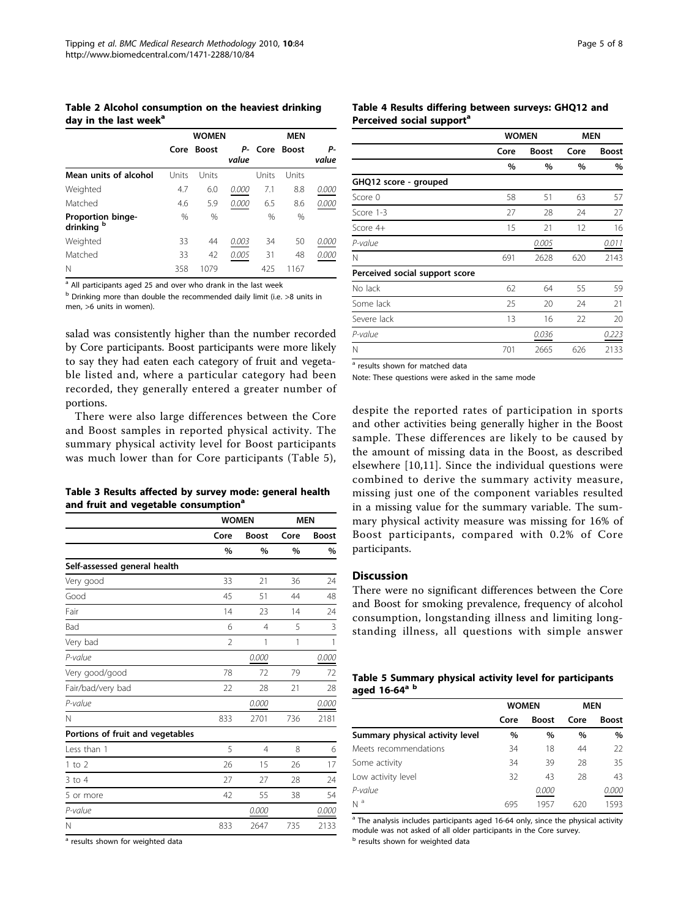**Table 2 Alcohol consumption on the heaviest drinking day in the last week**[a]

| | WOMEN | | | MEN | | |
|---|---|---|---|---|---|---|
| | Core | Boost | P-value | Core | Boost | P-value |
| **Mean units of alcohol** | Units | Units | | Units | Units | |
| Weighted | 4.7 | 6.0 | 0.000 | 7.1 | 8.8 | 0.000 |
| Matched | 4.6 | 5.9 | 0.000 | 6.5 | 8.6 | 0.000 |
| **Proportion binge-drinking** [b] | % | % | | % | % | |
| Weighted | 33 | 44 | 0.003 | 34 | 50 | 0.000 |
| Matched | 33 | 42 | 0.005 | 31 | 48 | 0.000 |
| N | 358 | 1079 | | 425 | 1167 | |

[a] All participants aged 25 and over who drank in the last week

[b] Drinking more than double the recommended daily limit (i.e. >8 units in men, >6 units in women).

salad was consistently higher than the number recorded by Core participants. Boost participants were more likely to say they had eaten each category of fruit and vegetable listed and, where a particular category had been recorded, they generally entered a greater number of portions.

There were also large differences between the Core and Boost samples in reported physical activity. The summary physical activity level for Boost participants was much lower than for Core participants (Table 5), despite the reported rates of participation in sports and other activities being generally higher in the Boost sample. These differences are likely to be caused by the amount of missing data in the Boost, as described elsewhere [10,11]. Since the individual questions were combined to derive the summary activity measure, missing just one of the component variables resulted in a missing value for the summary variable. The summary physical activity measure was missing for 16% of Boost participants, compared with 0.2% of Core participants.

**Table 3 Results affected by survey mode: general health and fruit and vegetable consumption**[a]

| | WOMEN | | MEN | |
|---|---|---|---|---|
| | Core | Boost | Core | Boost |
| | % | % | % | % |
| **Self-assessed general health** | | | | |
| Very good | 33 | 21 | 36 | 24 |
| Good | 45 | 51 | 44 | 48 |
| Fair | 14 | 23 | 14 | 24 |
| Bad | 6 | 4 | 5 | 3 |
| Very bad | 2 | 1 | 1 | 1 |
| *P-value* | | 0.000 | | 0.000 |
| Very good/good | 78 | 72 | 79 | 72 |
| Fair/bad/very bad | 22 | 28 | 21 | 28 |
| *P-value* | | 0.000 | | 0.000 |
| N | 833 | 2701 | 736 | 2181 |
| **Portions of fruit and vegetables** | | | | |
| Less than 1 | 5 | 4 | 8 | 6 |
| 1 to 2 | 26 | 15 | 26 | 17 |
| 3 to 4 | 27 | 27 | 28 | 24 |
| 5 or more | 42 | 55 | 38 | 54 |
| *P-value* | | 0.000 | | 0.000 |
| N | 833 | 2647 | 735 | 2133 |

[a] results shown for weighted data

**Table 4 Results differing between surveys: GHQ12 and Perceived social support**[a]

| | WOMEN | | MEN | |
|---|---|---|---|---|
| | Core | Boost | Core | Boost |
| | % | % | % | % |
| **GHQ12 score - grouped** | | | | |
| Score 0 | 58 | 51 | 63 | 57 |
| Score 1-3 | 27 | 28 | 24 | 27 |
| Score 4+ | 15 | 21 | 12 | 16 |
| *P-value* | | 0.005 | | 0.011 |
| N | 691 | 2628 | 620 | 2143 |
| **Perceived social support score** | | | | |
| No lack | 62 | 64 | 55 | 59 |
| Some lack | 25 | 20 | 24 | 21 |
| Severe lack | 13 | 16 | 22 | 20 |
| *P-value* | | 0.036 | | 0.223 |
| N | 701 | 2665 | 626 | 2133 |

[a] results shown for matched data

Note: These questions were asked in the same mode

## Discussion

There were no significant differences between the Core and Boost for smoking prevalence, frequency of alcohol consumption, longstanding illness and limiting longstanding illness, all questions with simple answer

**Table 5 Summary physical activity level for participants aged 16-64**[a] [b]

| | WOMEN | | MEN | |
|---|---|---|---|---|
| | Core | Boost | Core | Boost |
| **Summary physical activity level** | % | % | % | % |
| Meets recommendations | 34 | 18 | 44 | 22 |
| Some activity | 34 | 39 | 28 | 35 |
| Low activity level | 32 | 43 | 28 | 43 |
| *P-value* | | 0.000 | | 0.000 |
| N [a] | 695 | 1957 | 620 | 1593 |

[a] The analysis includes participants aged 16-64 only, since the physical activity module was not asked of all older participants in the Core survey.

[b] results shown for weighted data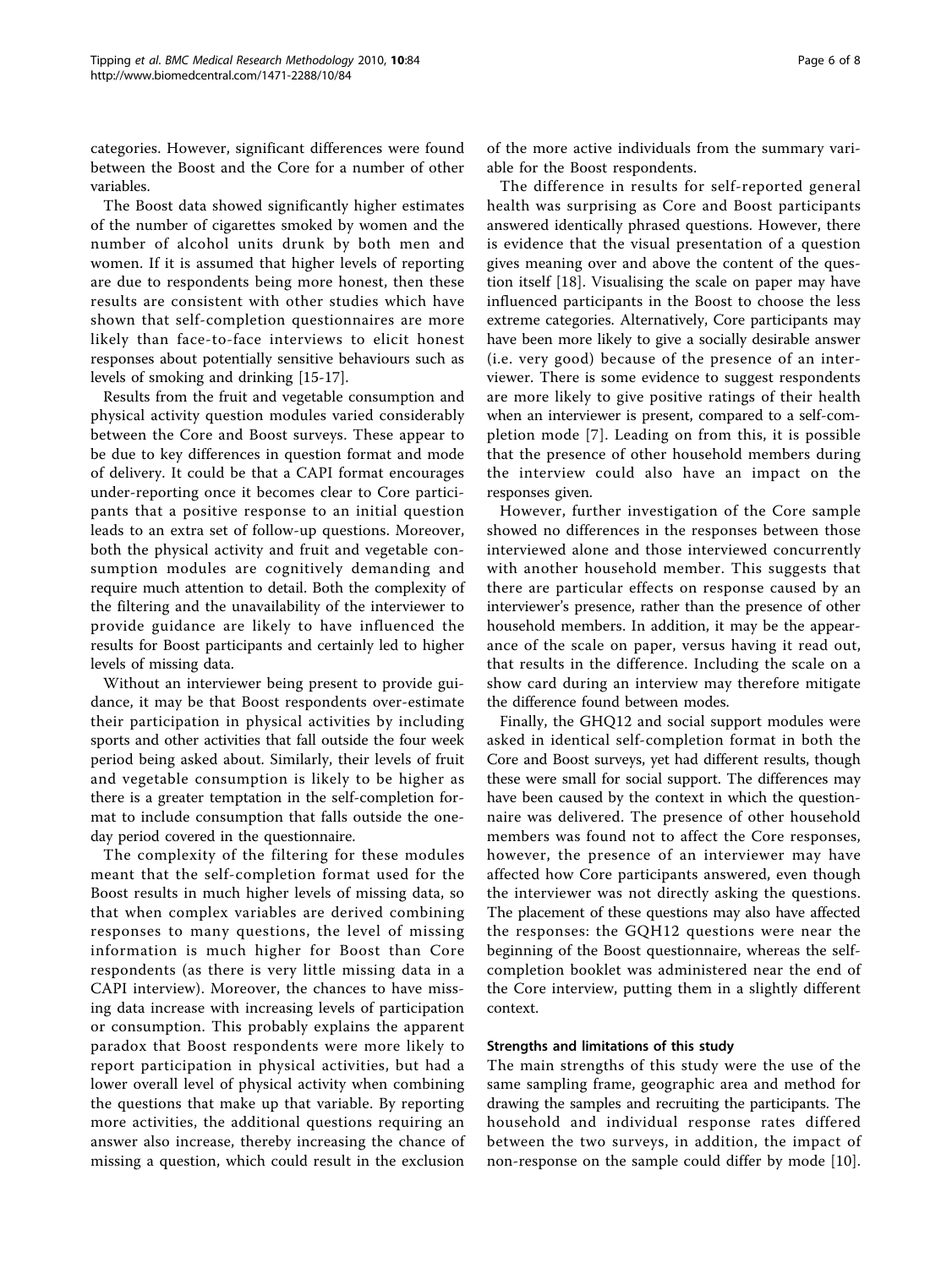categories. However, significant differences were found between the Boost and the Core for a number of other variables.

The Boost data showed significantly higher estimates of the number of cigarettes smoked by women and the number of alcohol units drunk by both men and women. If it is assumed that higher levels of reporting are due to respondents being more honest, then these results are consistent with other studies which have shown that self-completion questionnaires are more likely than face-to-face interviews to elicit honest responses about potentially sensitive behaviours such as levels of smoking and drinking [15-17].

Results from the fruit and vegetable consumption and physical activity question modules varied considerably between the Core and Boost surveys. These appear to be due to key differences in question format and mode of delivery. It could be that a CAPI format encourages under-reporting once it becomes clear to Core participants that a positive response to an initial question leads to an extra set of follow-up questions. Moreover, both the physical activity and fruit and vegetable consumption modules are cognitively demanding and require much attention to detail. Both the complexity of the filtering and the unavailability of the interviewer to provide guidance are likely to have influenced the results for Boost participants and certainly led to higher levels of missing data.

Without an interviewer being present to provide guidance, it may be that Boost respondents over-estimate their participation in physical activities by including sports and other activities that fall outside the four week period being asked about. Similarly, their levels of fruit and vegetable consumption is likely to be higher as there is a greater temptation in the self-completion format to include consumption that falls outside the one-day period covered in the questionnaire.

The complexity of the filtering for these modules meant that the self-completion format used for the Boost results in much higher levels of missing data, so that when complex variables are derived combining responses to many questions, the level of missing information is much higher for Boost than Core respondents (as there is very little missing data in a CAPI interview). Moreover, the chances to have missing data increase with increasing levels of participation or consumption. This probably explains the apparent paradox that Boost respondents were more likely to report participation in physical activities, but had a lower overall level of physical activity when combining the questions that make up that variable. By reporting more activities, the additional questions requiring an answer also increase, thereby increasing the chance of missing a question, which could result in the exclusion of the more active individuals from the summary variable for the Boost respondents.

The difference in results for self-reported general health was surprising as Core and Boost participants answered identically phrased questions. However, there is evidence that the visual presentation of a question gives meaning over and above the content of the question itself [18]. Visualising the scale on paper may have influenced participants in the Boost to choose the less extreme categories. Alternatively, Core participants may have been more likely to give a socially desirable answer (i.e. very good) because of the presence of an interviewer. There is some evidence to suggest respondents are more likely to give positive ratings of their health when an interviewer is present, compared to a self-completion mode [7]. Leading on from this, it is possible that the presence of other household members during the interview could also have an impact on the responses given.

However, further investigation of the Core sample showed no differences in the responses between those interviewed alone and those interviewed concurrently with another household member. This suggests that there are particular effects on response caused by an interviewer's presence, rather than the presence of other household members. In addition, it may be the appearance of the scale on paper, versus having it read out, that results in the difference. Including the scale on a show card during an interview may therefore mitigate the difference found between modes.

Finally, the GHQ12 and social support modules were asked in identical self-completion format in both the Core and Boost surveys, yet had different results, though these were small for social support. The differences may have been caused by the context in which the questionnaire was delivered. The presence of other household members was found not to affect the Core responses, however, the presence of an interviewer may have affected how Core participants answered, even though the interviewer was not directly asking the questions. The placement of these questions may also have affected the responses: the GQH12 questions were near the beginning of the Boost questionnaire, whereas the self-completion booklet was administered near the end of the Core interview, putting them in a slightly different context.

#### Strengths and limitations of this study

The main strengths of this study were the use of the same sampling frame, geographic area and method for drawing the samples and recruiting the participants. The household and individual response rates differed between the two surveys, in addition, the impact of non-response on the sample could differ by mode [10].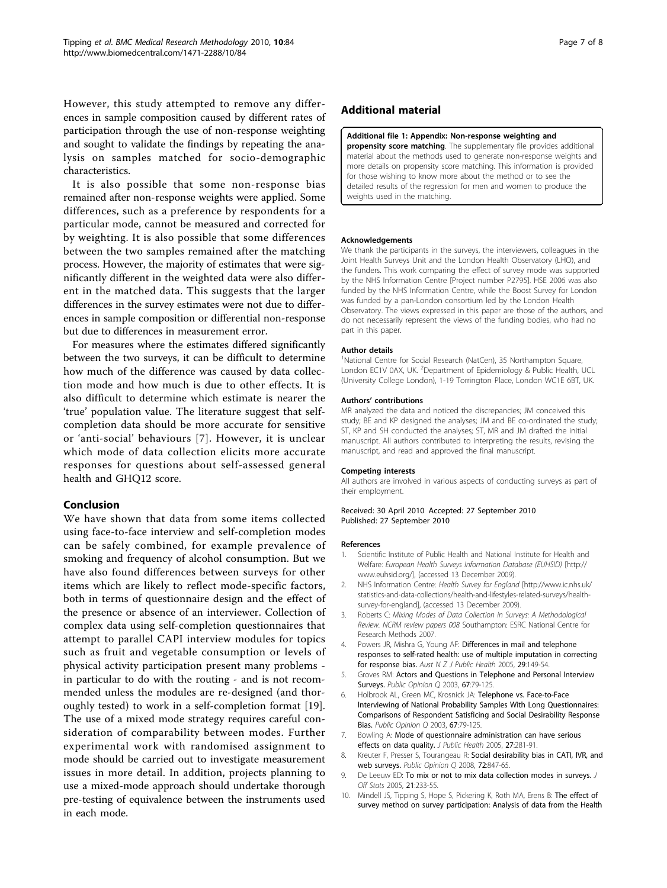However, this study attempted to remove any differences in sample composition caused by different rates of participation through the use of non-response weighting and sought to validate the findings by repeating the analysis on samples matched for socio-demographic characteristics.

It is also possible that some non-response bias remained after non-response weights were applied. Some differences, such as a preference by respondents for a particular mode, cannot be measured and corrected for by weighting. It is also possible that some differences between the two samples remained after the matching process. However, the majority of estimates that were significantly different in the weighted data were also different in the matched data. This suggests that the larger differences in the survey estimates were not due to differences in sample composition or differential non-response but due to differences in measurement error.

For measures where the estimates differed significantly between the two surveys, it can be difficult to determine how much of the difference was caused by data collection mode and how much is due to other effects. It is also difficult to determine which estimate is nearer the 'true' population value. The literature suggest that self-completion data should be more accurate for sensitive or 'anti-social' behaviours [7]. However, it is unclear which mode of data collection elicits more accurate responses for questions about self-assessed general health and GHQ12 score.

## Conclusion

We have shown that data from some items collected using face-to-face interview and self-completion modes can be safely combined, for example prevalence of smoking and frequency of alcohol consumption. But we have also found differences between surveys for other items which are likely to reflect mode-specific factors, both in terms of questionnaire design and the effect of the presence or absence of an interviewer. Collection of complex data using self-completion questionnaires that attempt to parallel CAPI interview modules for topics such as fruit and vegetable consumption or levels of physical activity participation present many problems - in particular to do with the routing - and is not recommended unless the modules are re-designed (and thoroughly tested) to work in a self-completion format [19]. The use of a mixed mode strategy requires careful consideration of comparability between modes. Further experimental work with randomised assignment to mode should be carried out to investigate measurement issues in more detail. In addition, projects planning to use a mixed-mode approach should undertake thorough pre-testing of equivalence between the instruments used in each mode.

## Additional material

**Additional file 1: Appendix: Non-response weighting and propensity score matching**. The supplementary file provides additional material about the methods used to generate non-response weights and more details on propensity score matching. This information is provided for those wishing to know more about the method or to see the detailed results of the regression for men and women to produce the weights used in the matching.

#### Acknowledgements

We thank the participants in the surveys, the interviewers, colleagues in the Joint Health Surveys Unit and the London Health Observatory (LHO), and the funders. This work comparing the effect of survey mode was supported by the NHS Information Centre [Project number P2795]. HSE 2006 was also funded by the NHS Information Centre, while the Boost Survey for London was funded by a pan-London consortium led by the London Health Observatory. The views expressed in this paper are those of the authors, and do not necessarily represent the views of the funding bodies, who had no part in this paper.

#### Author details

[1]National Centre for Social Research (NatCen), 35 Northampton Square, London EC1V 0AX, UK. [2]Department of Epidemiology & Public Health, UCL (University College London), 1-19 Torrington Place, London WC1E 6BT, UK.

#### Authors' contributions

MR analyzed the data and noticed the discrepancies; JM conceived this study; BE and KP designed the analyses; JM and BE co-ordinated the study; ST, KP and SH conducted the analyses; ST, MR and JM drafted the initial manuscript. All authors contributed to interpreting the results, revising the manuscript, and read and approved the final manuscript.

#### Competing interests

All authors are involved in various aspects of conducting surveys as part of their employment.

Received: 30 April 2010 Accepted: 27 September 2010
Published: 27 September 2010

#### References

1. Scientific Institute of Public Health and National Institute for Health and Welfare: *European Health Surveys Information Database (EUHSID)* [http://www.euhsid.org/], (accessed 13 December 2009).
2. NHS Information Centre: *Health Survey for England* [http://www.ic.nhs.uk/statistics-and-data-collections/health-and-lifestyles-related-surveys/health-survey-for-england], (accessed 13 December 2009).
3. Roberts C: *Mixing Modes of Data Collection in Surveys: A Methodological Review. NCRM review papers 008* Southampton: ESRC National Centre for Research Methods 2007.
4. Powers JR, Mishra G, Young AF: **Differences in mail and telephone responses to self-rated health: use of multiple imputation in correcting for response bias.** *Aust N Z J Public Health* 2005, **29**:149-54.
5. Groves RM: **Actors and Questions in Telephone and Personal Interview Surveys.** *Public Opinion Q* 2003, **67**:79-125.
6. Holbrook AL, Green MC, Krosnick JA: **Telephone vs. Face-to-Face Interviewing of National Probability Samples With Long Questionnaires: Comparisons of Respondent Satisficing and Social Desirability Response Bias.** *Public Opinion Q* 2003, **67**:79-125.
7. Bowling A: **Mode of questionnaire administration can have serious effects on data quality.** *J Public Health* 2005, **27**:281-91.
8. Kreuter F, Presser S, Tourangeau R: **Social desirability bias in CATI, IVR, and web surveys.** *Public Opinion Q* 2008, **72**:847-65.
9. De Leeuw ED: **To mix or not to mix data collection modes in surveys.** *J Off Stats* 2005, **21**:233-55.
10. Mindell JS, Tipping S, Hope S, Pickering K, Roth MA, Erens B: **The effect of survey method on survey participation: Analysis of data from the Health**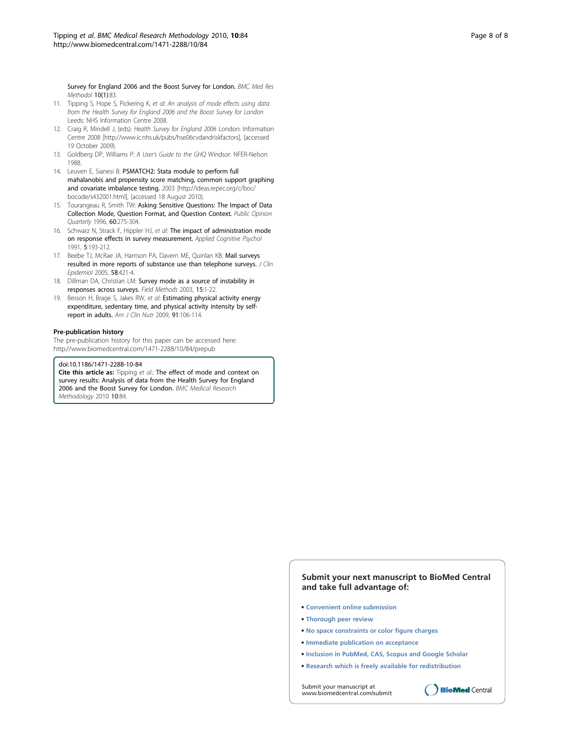Survey for England 2006 and the Boost Survey for London. *BMC Med Res Methodol* **10(1)**:83.

11. Tipping S, Hope S, Pickering K, *et al*: *An analysis of mode effects using data from the Health Survey for England 2006 and the Boost Survey for London* Leeds: NHS Information Centre 2008.
12. Craig R, Mindell J, (eds): *Health Survey for England 2006* London: Information Centre 2008 [http://www.ic.nhs.uk/pubs/hse06cvdandriskfactors], (accessed 19 October 2009).
13. Goldberg DP, Williams P: *A User's Guide to the GHQ* Windsor: NFER-Nelson 1988.
14. Leuven E, Sianesi B: **PSMATCH2: Stata module to perform full mahalanobis and propensity score matching, common support graphing and covariate imbalance testing.** 2003 [http://ideas.repec.org/c/boc/bocode/s432001.html], (accessed 18 August 2010).
15. Tourangeau R, Smith TW: **Asking Sensitive Questions: The Impact of Data Collection Mode, Question Format, and Question Context.** *Public Opinion Quarterly* 1996, **60**:275-304.
16. Schwarz N, Strack F, Hippler HJ, *et al*: **The impact of administration mode on response effects in survey measurement.** *Applied Cognitive Psychol* 1991, **5**:193-212.
17. Beebe TJ, McRae JA, Harrison PA, Davern ME, Quinlan KB: **Mail surveys resulted in more reports of substance use than telephone surveys.** *J Clin Epidemiol* 2005, **58**:421-4.
18. Dillman DA, Christian LM: **Survey mode as a source of instability in responses across surveys.** *Field Methods* 2003, **15**:1-22.
19. Besson H, Brage S, Jakes RW, *et al*: **Estimating physical activity energy expenditure, sedentary time, and physical activity intensity by self-report in adults.** *Am J Clin Nutr* 2009, **91**:106-114.

### Pre-publication history

The pre-publication history for this paper can be accessed here:
http://www.biomedcentral.com/1471-2288/10/84/prepub

doi:10.1186/1471-2288-10-84
**Cite this article as:** Tipping *et al.*: The effect of mode and context on survey results: Analysis of data from the Health Survey for England 2006 and the Boost Survey for London. *BMC Medical Research Methodology* 2010 **10**:84.

**Submit your next manuscript to BioMed Central and take full advantage of:**

- **Convenient online submission**
- **Thorough peer review**
- **No space constraints or color figure charges**
- **Immediate publication on acceptance**
- **Inclusion in PubMed, CAS, Scopus and Google Scholar**
- **Research which is freely available for redistribution**

Submit your manuscript at
www.biomedcentral.com/submit

BioMed Central